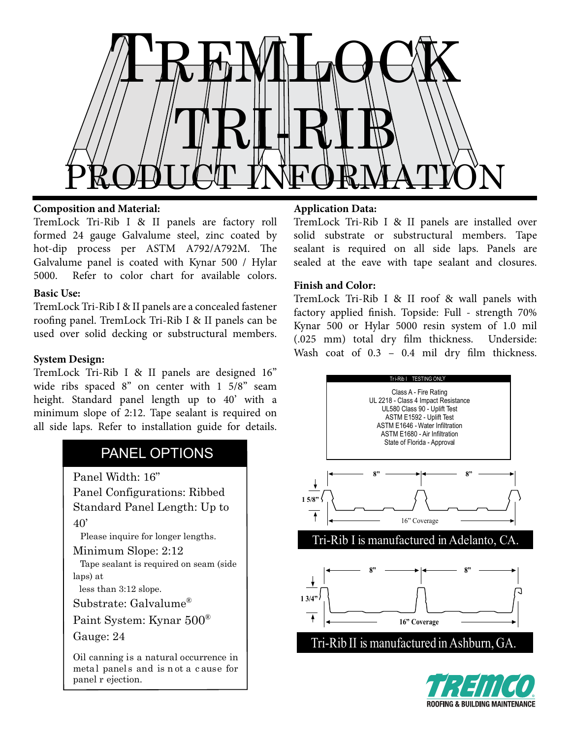# TremLock Tri-Rib Product Information

**Composition and Material:**

TremLock Tri-Rib I & II panels are factory roll formed 24 gauge Galvalume steel, zinc coated by hot-dip process per ASTM A792/A792M. The Galvalume panel is coated with Kynar 500 / Hylar 5000. Refer to color chart for available colors.

**Basic Use:**

TremLock Tri-Rib I & II panels are a concealed fastener roofing panel. TremLock Tri-Rib I & II panels can be used over solid decking or substructural members.

**System Design:**

TremLock Tri-Rib I & II panels are designed 16" wide ribs spaced 8" on center with 1 5/8" seam height. Standard panel length up to 40' with a minimum slope of 2:12. Tape sealant is required on all side laps. Refer to installation guide for details.

## PANEL OPTIONS

Panel Width: 16"

Panel Configurations: Ribbed

Standard Panel Length: Up to 40'

Please inquire for longer lengths.

Minimum Slope: 2:12

Tape sealant is required on seam (side laps) at less than 3:12 slope.

Substrate: Galvalume®

Paint System: Kynar 500®

Gauge: 24

Oil canning is a natural occurrence in metal panels and is not a cause for panel rejection.

**Application Data:**

TremLock Tri-Rib I & II panels are installed over solid substrate or substructural members. Tape sealant is required on all side laps. Panels are sealed at the eave with tape sealant and closures.

**Finish and Color:**

TremLock Tri-Rib I & II roof & wall panels with factory applied finish. Topside: Full - strength 70% Kynar 500 or Hylar 5000 resin system of 1.0 mil (.025 mm) total dry film thickness. Underside: Wash coat of 0.3 – 0.4 mil dry film thickness.

**Tri-Rib I TESTING ONLY**

Class A - Fire Rating
UL 2218 - Class 4 Impact Resistance
UL580 Class 90 - Uplift Test
ASTM E1592 - Uplift Test
ASTM E1646 - Water Infiltration
ASTM E1680 - Air Infiltration
State of Florida - Approval

8" 8" 1 5/8" 16" Coverage

Tri-Rib I is manufactured in Adelanto, CA.

8" 8" 1 3/4" 16" Coverage

Tri-Rib II is manufactured in Ashburn, GA.

TREMCO ROOFING & BUILDING MAINTENANCE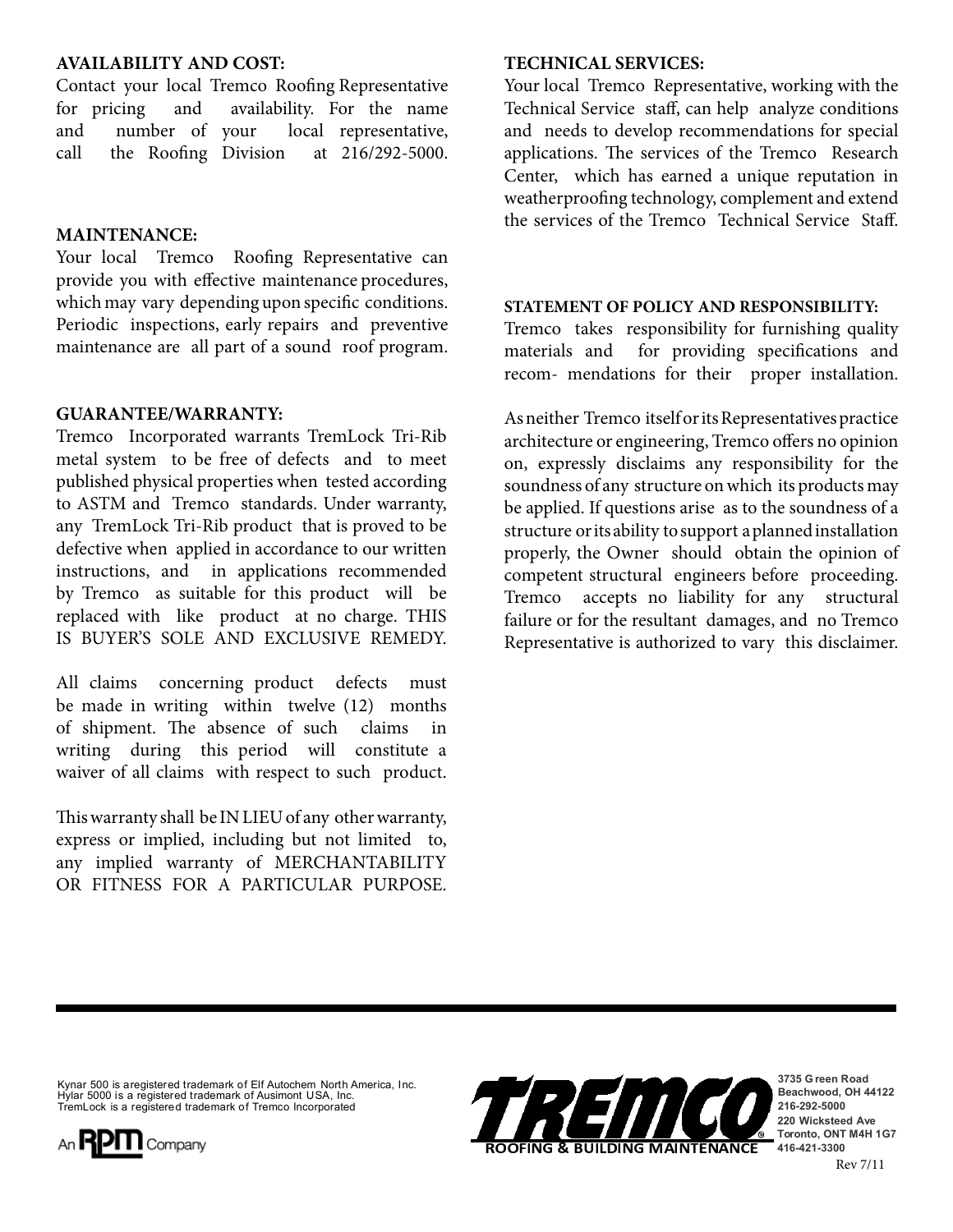## AVAILABILITY AND COST:

Contact your local Tremco Roofing Representative for pricing and availability. For the name and number of your local representative, call the Roofing Division at 216/292-5000.

## MAINTENANCE:

Your local Tremco Roofing Representative can provide you with effective maintenance procedures, which may vary depending upon specific conditions. Periodic inspections, early repairs and preventive maintenance are all part of a sound roof program.

## GUARANTEE/WARRANTY:

Tremco Incorporated warrants TremLock Tri-Rib metal system to be free of defects and to meet published physical properties when tested according to ASTM and Tremco standards. Under warranty, any TremLock Tri-Rib product that is proved to be defective when applied in accordance to our written instructions, and in applications recommended by Tremco as suitable for this product will be replaced with like product at no charge. THIS IS BUYER'S SOLE AND EXCLUSIVE REMEDY.

All claims concerning product defects must be made in writing within twelve (12) months of shipment. The absence of such claims in writing during this period will constitute a waiver of all claims with respect to such product.

This warranty shall be IN LIEU of any other warranty, express or implied, including but not limited to, any implied warranty of MERCHANTABILITY OR FITNESS FOR A PARTICULAR PURPOSE.

## TECHNICAL SERVICES:

Your local Tremco Representative, working with the Technical Service staff, can help analyze conditions and needs to develop recommendations for special applications. The services of the Tremco Research Center, which has earned a unique reputation in weatherproofing technology, complement and extend the services of the Tremco Technical Service Staff.

## STATEMENT OF POLICY AND RESPONSIBILITY:

Tremco takes responsibility for furnishing quality materials and for providing specifications and recom- mendations for their proper installation.

As neither Tremco itself or its Representatives practice architecture or engineering, Tremco offers no opinion on, expressly disclaims any responsibility for the soundness of any structure on which its products may be applied. If questions arise as to the soundness of a structure or its ability to support a planned installation properly, the Owner should obtain the opinion of competent structural engineers before proceeding. Tremco accepts no liability for any structural failure or for the resultant damages, and no Tremco Representative is authorized to vary this disclaimer.

Kynar 500 is aregistered trademark of Elf Autochem North America, Inc.
Hylar 5000 is a registered trademark of Ausimont USA, Inc.
TremLock is a registered trademark of Tremco Incorporated

An RPM Company

TREMCO®
ROOFING & BUILDING MAINTENANCE

3735 Green Road
Beachwood, OH 44122
216-292-5000
220 Wicksteed Ave
Toronto, ONT M4H 1G7
416-421-3300

Rev 7/11